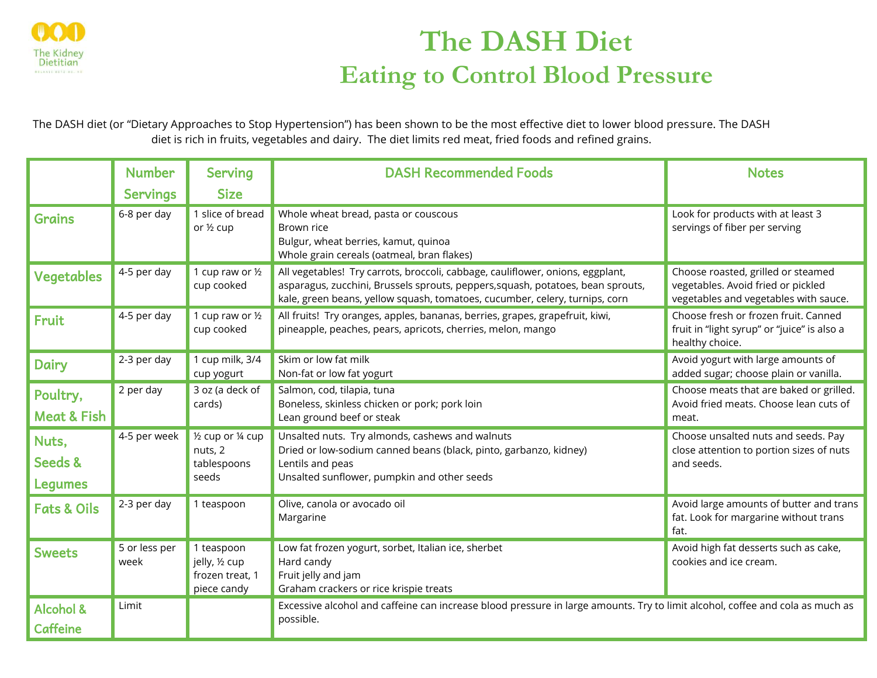The Kidney Dietitian

# The DASH Diet

## Eating to Control Blood Pressure

The DASH diet (or "Dietary Approaches to Stop Hypertension") has been shown to be the most effective diet to lower blood pressure. The DASH diet is rich in fruits, vegetables and dairy. The diet limits red meat, fried foods and refined grains.

| | Number Servings | Serving Size | DASH Recommended Foods | Notes |
|---|---|---|---|---|
| **Grains** | 6-8 per day | 1 slice of bread or ½ cup | Whole wheat bread, pasta or couscous<br>Brown rice<br>Bulgur, wheat berries, kamut, quinoa<br>Whole grain cereals (oatmeal, bran flakes) | Look for products with at least 3 servings of fiber per serving |
| **Vegetables** | 4-5 per day | 1 cup raw or ½ cup cooked | All vegetables! Try carrots, broccoli, cabbage, cauliflower, onions, eggplant, asparagus, zucchini, Brussels sprouts, peppers,squash, potatoes, bean sprouts, kale, green beans, yellow squash, tomatoes, cucumber, celery, turnips, corn | Choose roasted, grilled or steamed vegetables. Avoid fried or pickled vegetables and vegetables with sauce. |
| **Fruit** | 4-5 per day | 1 cup raw or ½ cup cooked | All fruits! Try oranges, apples, bananas, berries, grapes, grapefruit, kiwi, pineapple, peaches, pears, apricots, cherries, melon, mango | Choose fresh or frozen fruit. Canned fruit in "light syrup" or "juice" is also a healthy choice. |
| **Dairy** | 2-3 per day | 1 cup milk, 3/4 cup yogurt | Skim or low fat milk<br>Non-fat or low fat yogurt | Avoid yogurt with large amounts of added sugar; choose plain or vanilla. |
| **Poultry, Meat & Fish** | 2 per day | 3 oz (a deck of cards) | Salmon, cod, tilapia, tuna<br>Boneless, skinless chicken or pork; pork loin<br>Lean ground beef or steak | Choose meats that are baked or grilled. Avoid fried meats. Choose lean cuts of meat. |
| **Nuts, Seeds & Legumes** | 4-5 per week | ½ cup or ¼ cup nuts, 2 tablespoons seeds | Unsalted nuts. Try almonds, cashews and walnuts<br>Dried or low-sodium canned beans (black, pinto, garbanzo, kidney)<br>Lentils and peas<br>Unsalted sunflower, pumpkin and other seeds | Choose unsalted nuts and seeds. Pay close attention to portion sizes of nuts and seeds. |
| **Fats & Oils** | 2-3 per day | 1 teaspoon | Olive, canola or avocado oil<br>Margarine | Avoid large amounts of butter and trans fat. Look for margarine without trans fat. |
| **Sweets** | 5 or less per week | 1 teaspoon jelly, ½ cup frozen treat, 1 piece candy | Low fat frozen yogurt, sorbet, Italian ice, sherbet<br>Hard candy<br>Fruit jelly and jam<br>Graham crackers or rice krispie treats | Avoid high fat desserts such as cake, cookies and ice cream. |
| **Alcohol & Caffeine** | Limit | | Excessive alcohol and caffeine can increase blood pressure in large amounts. Try to limit alcohol, coffee and cola as much as possible. | |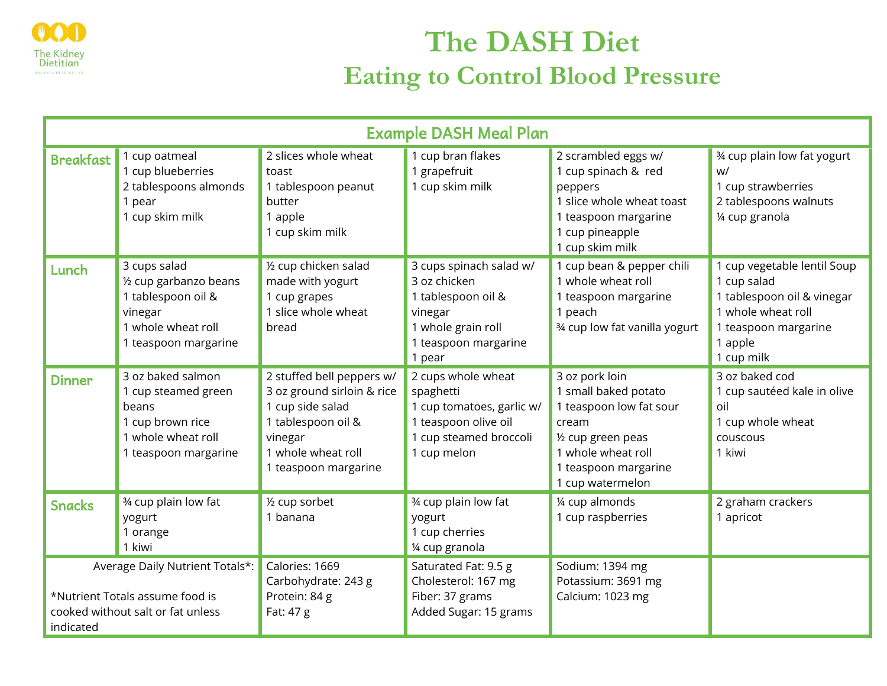The Kidney Dietitian

# The DASH Diet

## Eating to Control Blood Pressure

| Example DASH Meal Plan | | | | | |
|---|---|---|---|---|---|
| **Breakfast** | 1 cup oatmeal<br>1 cup blueberries<br>2 tablespoons almonds<br>1 pear<br>1 cup skim milk | 2 slices whole wheat toast<br>1 tablespoon peanut butter<br>1 apple<br>1 cup skim milk | 1 cup bran flakes<br>1 grapefruit<br>1 cup skim milk | 2 scrambled eggs w/<br>1 cup spinach & red peppers<br>1 slice whole wheat toast<br>1 teaspoon margarine<br>1 cup pineapple<br>1 cup skim milk | ¾ cup plain low fat yogurt w/<br>1 cup strawberries<br>2 tablespoons walnuts<br>¼ cup granola |
| **Lunch** | 3 cups salad<br>½ cup garbanzo beans<br>1 tablespoon oil & vinegar<br>1 whole wheat roll<br>1 teaspoon margarine | ½ cup chicken salad made with yogurt<br>1 cup grapes<br>1 slice whole wheat bread | 3 cups spinach salad w/<br>3 oz chicken<br>1 tablespoon oil & vinegar<br>1 whole grain roll<br>1 teaspoon margarine<br>1 pear | 1 cup bean & pepper chili<br>1 whole wheat roll<br>1 teaspoon margarine<br>1 peach<br>¾ cup low fat vanilla yogurt | 1 cup vegetable lentil Soup<br>1 cup salad<br>1 tablespoon oil & vinegar<br>1 whole wheat roll<br>1 teaspoon margarine<br>1 apple<br>1 cup milk |
| **Dinner** | 3 oz baked salmon<br>1 cup steamed green beans<br>1 cup brown rice<br>1 whole wheat roll<br>1 teaspoon margarine | 2 stuffed bell peppers w/<br>3 oz ground sirloin & rice<br>1 cup side salad<br>1 tablespoon oil & vinegar<br>1 whole wheat roll<br>1 teaspoon margarine | 2 cups whole wheat spaghetti<br>1 cup tomatoes, garlic w/<br>1 teaspoon olive oil<br>1 cup steamed broccoli<br>1 cup melon | 3 oz pork loin<br>1 small baked potato<br>1 teaspoon low fat sour cream<br>½ cup green peas<br>1 whole wheat roll<br>1 teaspoon margarine<br>1 cup watermelon | 3 oz baked cod<br>1 cup sautéed kale in olive oil<br>1 cup whole wheat couscous<br>1 kiwi |
| **Snacks** | ¾ cup plain low fat yogurt<br>1 orange<br>1 kiwi | ½ cup sorbet<br>1 banana | ¾ cup plain low fat yogurt<br>1 cup cherries<br>¼ cup granola | ¼ cup almonds<br>1 cup raspberries | 2 graham crackers<br>1 apricot |
| Average Daily Nutrient Totals*:<br><br>*Nutrient Totals assume food is cooked without salt or fat unless indicated | Calories: 1669<br>Carbohydrate: 243 g<br>Protein: 84 g<br>Fat: 47 g | Saturated Fat: 9.5 g<br>Cholesterol: 167 mg<br>Fiber: 37 grams<br>Added Sugar: 15 grams | Sodium: 1394 mg<br>Potassium: 3691 mg<br>Calcium: 1023 mg | | |